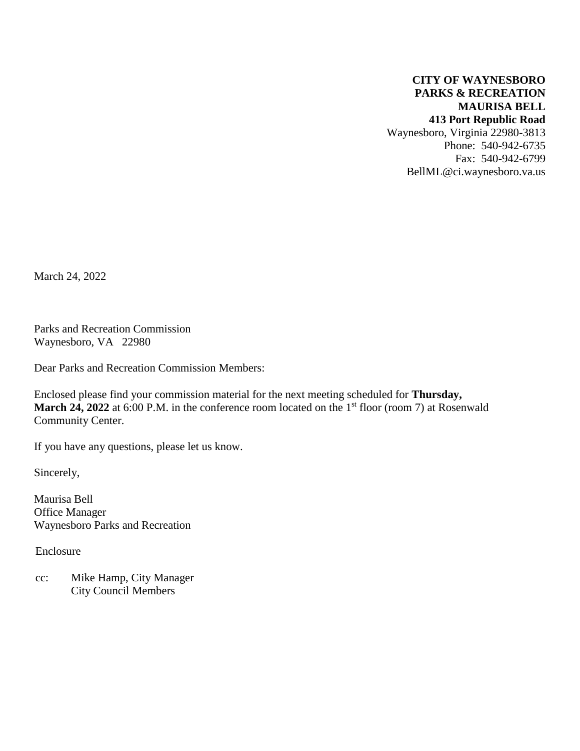**CITY OF WAYNESBORO**
**PARKS & RECREATION**
**MAURISA BELL**
**413 Port Republic Road**
Waynesboro, Virginia 22980-3813
Phone: 540-942-6735
Fax: 540-942-6799
BellML@ci.waynesboro.va.us

March 24, 2022

Parks and Recreation Commission
Waynesboro, VA 22980

Dear Parks and Recreation Commission Members:

Enclosed please find your commission material for the next meeting scheduled for **Thursday, March 24, 2022** at 6:00 P.M. in the conference room located on the 1st floor (room 7) at Rosenwald Community Center.

If you have any questions, please let us know.

Sincerely,

Maurisa Bell
Office Manager
Waynesboro Parks and Recreation

Enclosure

cc: Mike Hamp, City Manager
City Council Members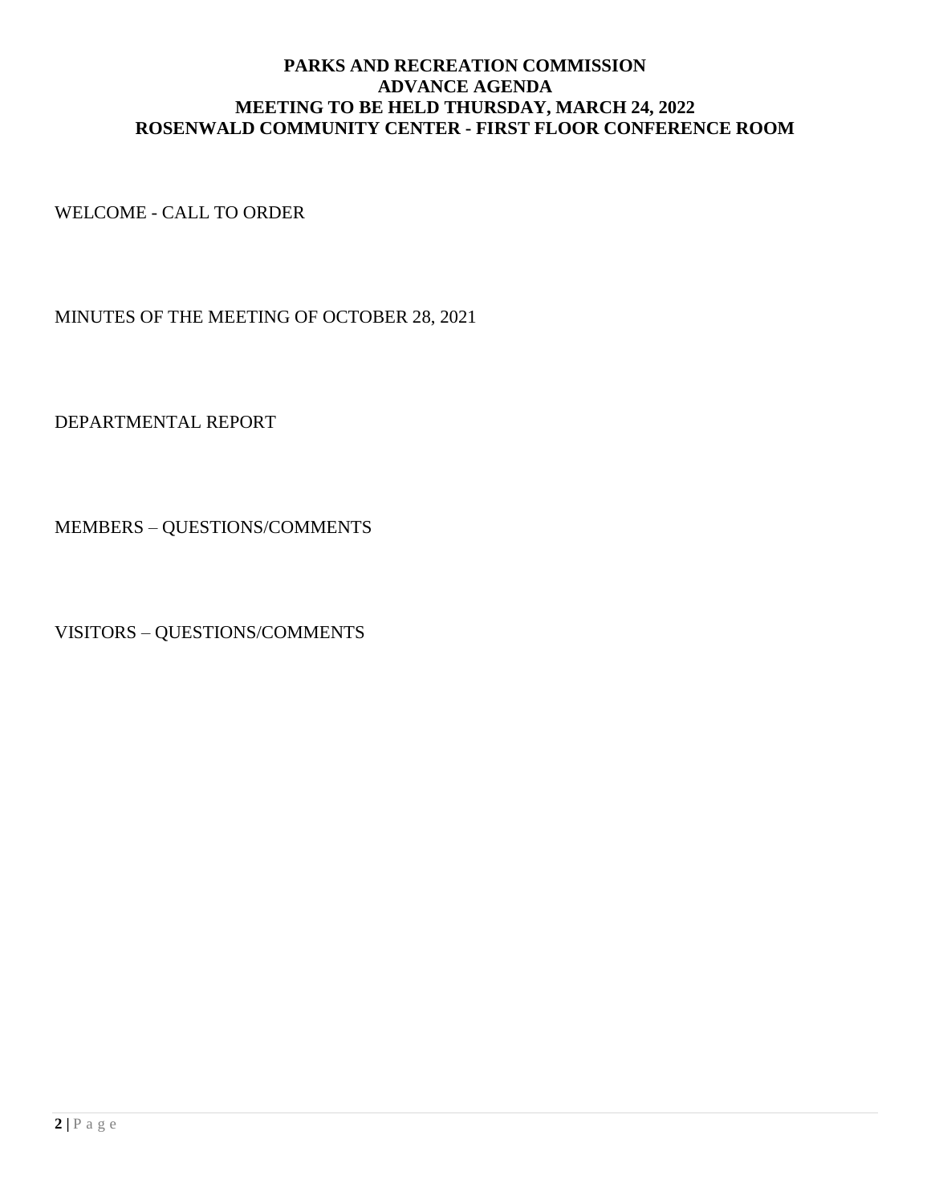# PARKS AND RECREATION COMMISSION
## ADVANCE AGENDA
## MEETING TO BE HELD THURSDAY, MARCH 24, 2022
## ROSENWALD COMMUNITY CENTER - FIRST FLOOR CONFERENCE ROOM

WELCOME - CALL TO ORDER

MINUTES OF THE MEETING OF OCTOBER 28, 2021

DEPARTMENTAL REPORT

MEMBERS – QUESTIONS/COMMENTS

VISITORS – QUESTIONS/COMMENTS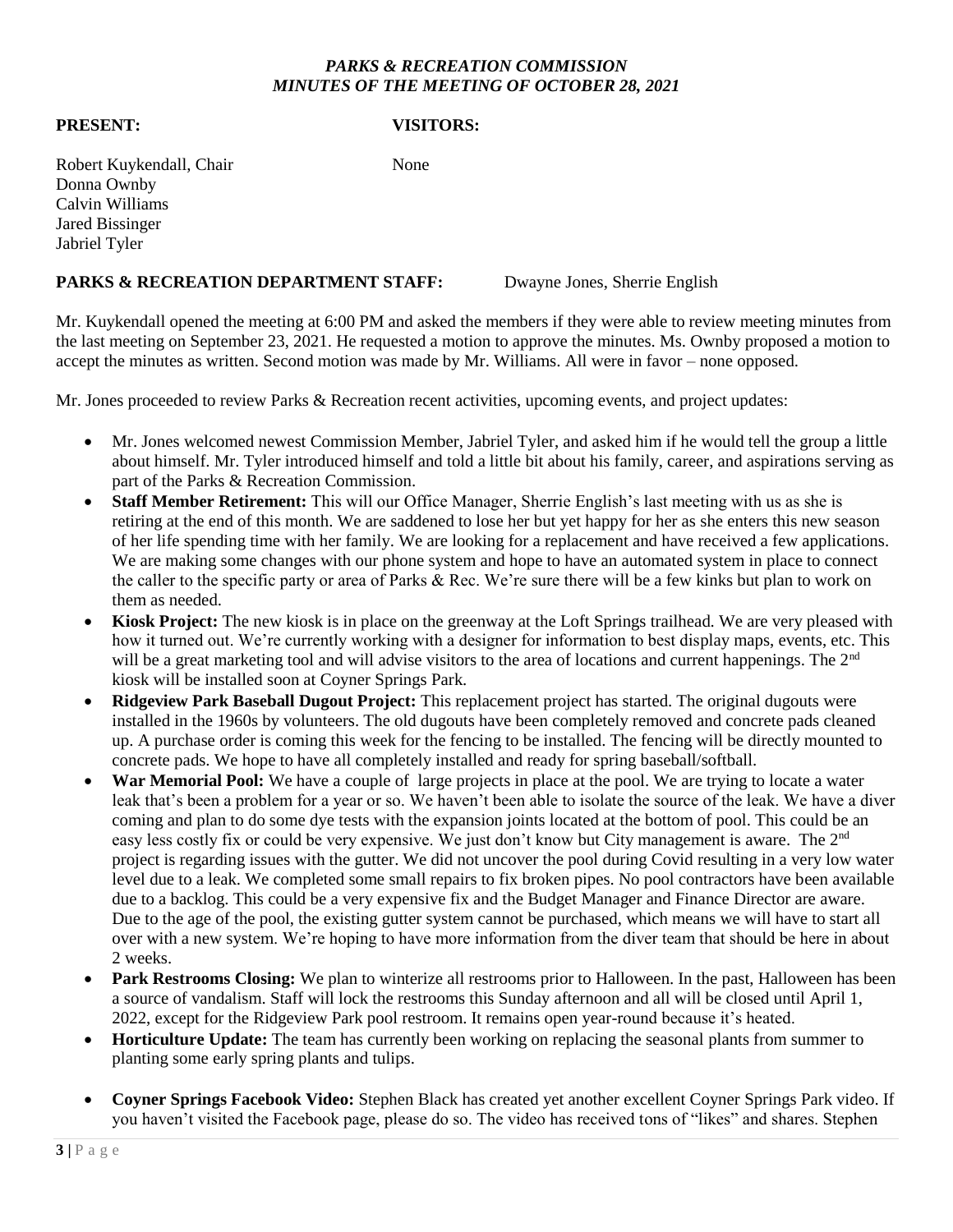## *PARKS & RECREATION COMMISSION*
## *MINUTES OF THE MEETING OF OCTOBER 28, 2021*

**PRESENT:**

Robert Kuykendall, Chair
Donna Ownby
Calvin Williams
Jared Bissinger
Jabriel Tyler

**VISITORS:**

None

**PARKS & RECREATION DEPARTMENT STAFF:** Dwayne Jones, Sherrie English

Mr. Kuykendall opened the meeting at 6:00 PM and asked the members if they were able to review meeting minutes from the last meeting on September 23, 2021. He requested a motion to approve the minutes. Ms. Ownby proposed a motion to accept the minutes as written. Second motion was made by Mr. Williams. All were in favor – none opposed.

Mr. Jones proceeded to review Parks & Recreation recent activities, upcoming events, and project updates:

- Mr. Jones welcomed newest Commission Member, Jabriel Tyler, and asked him if he would tell the group a little about himself. Mr. Tyler introduced himself and told a little bit about his family, career, and aspirations serving as part of the Parks & Recreation Commission.
- **Staff Member Retirement:** This will our Office Manager, Sherrie English's last meeting with us as she is retiring at the end of this month. We are saddened to lose her but yet happy for her as she enters this new season of her life spending time with her family. We are looking for a replacement and have received a few applications. We are making some changes with our phone system and hope to have an automated system in place to connect the caller to the specific party or area of Parks & Rec. We're sure there will be a few kinks but plan to work on them as needed.
- **Kiosk Project:** The new kiosk is in place on the greenway at the Loft Springs trailhead. We are very pleased with how it turned out. We're currently working with a designer for information to best display maps, events, etc. This will be a great marketing tool and will advise visitors to the area of locations and current happenings. The 2nd kiosk will be installed soon at Coyner Springs Park.
- **Ridgeview Park Baseball Dugout Project:** This replacement project has started. The original dugouts were installed in the 1960s by volunteers. The old dugouts have been completely removed and concrete pads cleaned up. A purchase order is coming this week for the fencing to be installed. The fencing will be directly mounted to concrete pads. We hope to have all completely installed and ready for spring baseball/softball.
- **War Memorial Pool:** We have a couple of large projects in place at the pool. We are trying to locate a water leak that's been a problem for a year or so. We haven't been able to isolate the source of the leak. We have a diver coming and plan to do some dye tests with the expansion joints located at the bottom of pool. This could be an easy less costly fix or could be very expensive. We just don't know but City management is aware. The 2nd project is regarding issues with the gutter. We did not uncover the pool during Covid resulting in a very low water level due to a leak. We completed some small repairs to fix broken pipes. No pool contractors have been available due to a backlog. This could be a very expensive fix and the Budget Manager and Finance Director are aware. Due to the age of the pool, the existing gutter system cannot be purchased, which means we will have to start all over with a new system. We're hoping to have more information from the diver team that should be here in about 2 weeks.
- **Park Restrooms Closing:** We plan to winterize all restrooms prior to Halloween. In the past, Halloween has been a source of vandalism. Staff will lock the restrooms this Sunday afternoon and all will be closed until April 1, 2022, except for the Ridgeview Park pool restroom. It remains open year-round because it's heated.
- **Horticulture Update:** The team has currently been working on replacing the seasonal plants from summer to planting some early spring plants and tulips.
- **Coyner Springs Facebook Video:** Stephen Black has created yet another excellent Coyner Springs Park video. If you haven't visited the Facebook page, please do so. The video has received tons of "likes" and shares. Stephen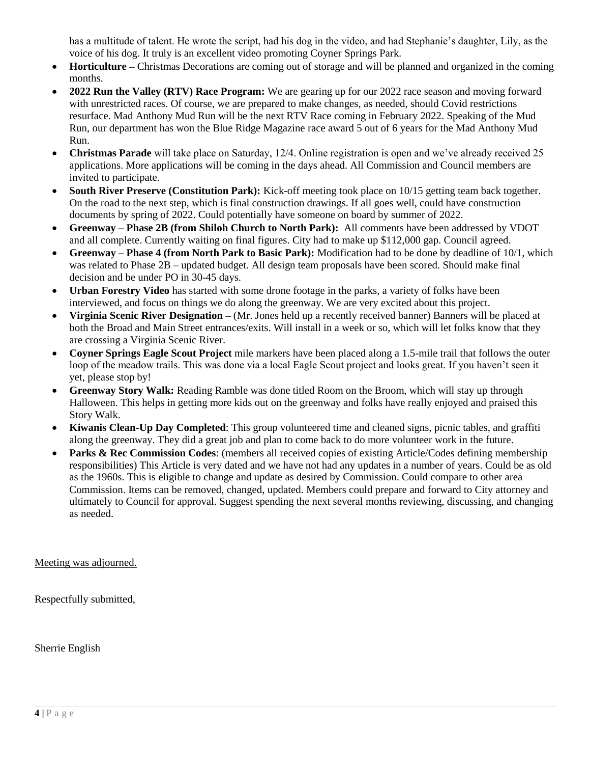has a multitude of talent. He wrote the script, had his dog in the video, and had Stephanie's daughter, Lily, as the voice of his dog. It truly is an excellent video promoting Coyner Springs Park.

- **Horticulture –** Christmas Decorations are coming out of storage and will be planned and organized in the coming months.
- **2022 Run the Valley (RTV) Race Program:** We are gearing up for our 2022 race season and moving forward with unrestricted races. Of course, we are prepared to make changes, as needed, should Covid restrictions resurface. Mad Anthony Mud Run will be the next RTV Race coming in February 2022. Speaking of the Mud Run, our department has won the Blue Ridge Magazine race award 5 out of 6 years for the Mad Anthony Mud Run.
- **Christmas Parade** will take place on Saturday, 12/4. Online registration is open and we've already received 25 applications. More applications will be coming in the days ahead. All Commission and Council members are invited to participate.
- **South River Preserve (Constitution Park):** Kick-off meeting took place on 10/15 getting team back together. On the road to the next step, which is final construction drawings. If all goes well, could have construction documents by spring of 2022. Could potentially have someone on board by summer of 2022.
- **Greenway – Phase 2B (from Shiloh Church to North Park):** All comments have been addressed by VDOT and all complete. Currently waiting on final figures. City had to make up $112,000 gap. Council agreed.
- **Greenway – Phase 4 (from North Park to Basic Park):** Modification had to be done by deadline of 10/1, which was related to Phase 2B – updated budget. All design team proposals have been scored. Should make final decision and be under PO in 30-45 days.
- **Urban Forestry Video** has started with some drone footage in the parks, a variety of folks have been interviewed, and focus on things we do along the greenway. We are very excited about this project.
- **Virginia Scenic River Designation –** (Mr. Jones held up a recently received banner) Banners will be placed at both the Broad and Main Street entrances/exits. Will install in a week or so, which will let folks know that they are crossing a Virginia Scenic River.
- **Coyner Springs Eagle Scout Project** mile markers have been placed along a 1.5-mile trail that follows the outer loop of the meadow trails. This was done via a local Eagle Scout project and looks great. If you haven't seen it yet, please stop by!
- **Greenway Story Walk:** Reading Ramble was done titled Room on the Broom, which will stay up through Halloween. This helps in getting more kids out on the greenway and folks have really enjoyed and praised this Story Walk.
- **Kiwanis Clean-Up Day Completed**: This group volunteered time and cleaned signs, picnic tables, and graffiti along the greenway. They did a great job and plan to come back to do more volunteer work in the future.
- **Parks & Rec Commission Codes**: (members all received copies of existing Article/Codes defining membership responsibilities) This Article is very dated and we have not had any updates in a number of years. Could be as old as the 1960s. This is eligible to change and update as desired by Commission. Could compare to other area Commission. Items can be removed, changed, updated. Members could prepare and forward to City attorney and ultimately to Council for approval. Suggest spending the next several months reviewing, discussing, and changing as needed.

Meeting was adjourned.

Respectfully submitted,

Sherrie English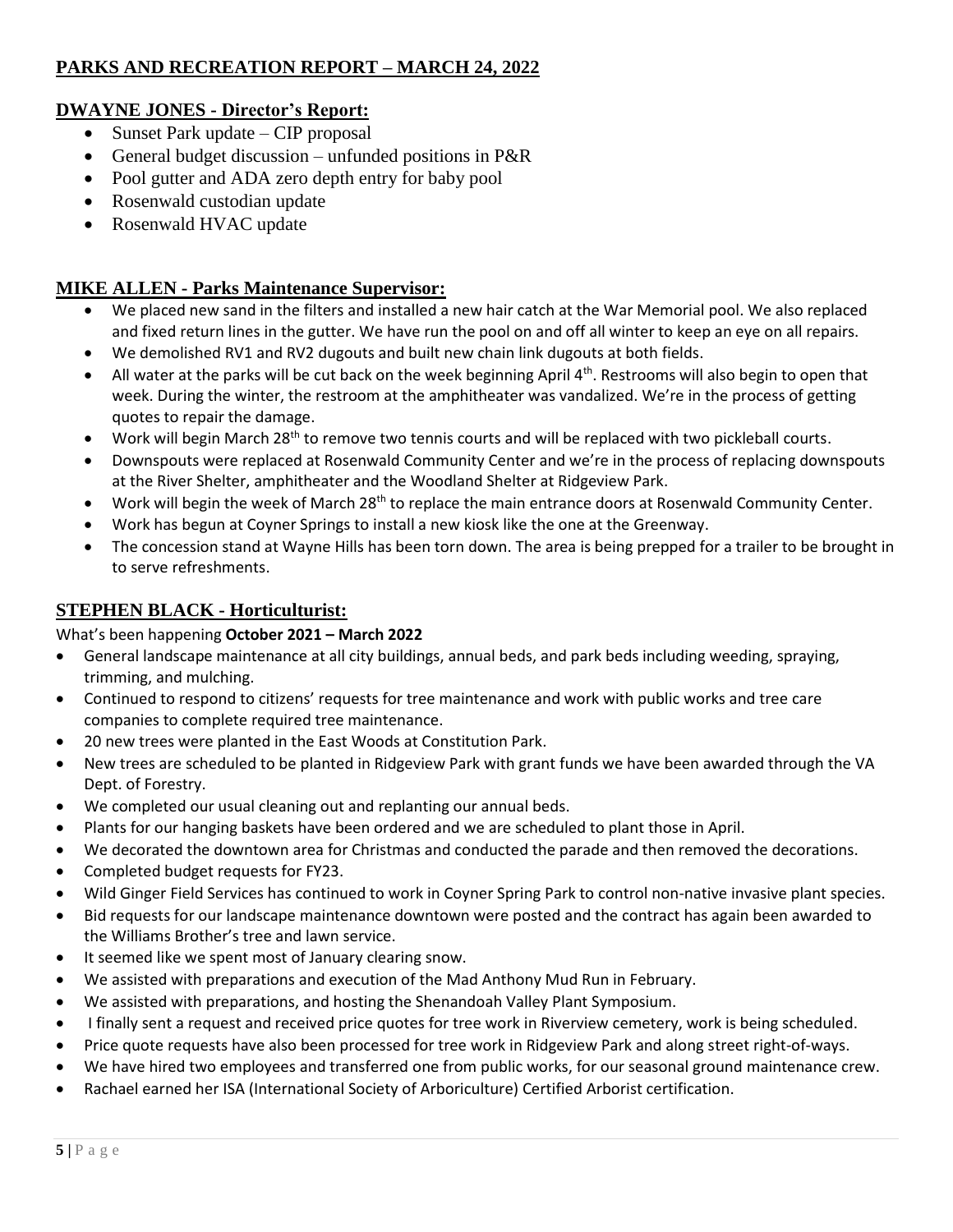## PARKS AND RECREATION REPORT – MARCH 24, 2022

### DWAYNE JONES - Director's Report:

- Sunset Park update – CIP proposal
- General budget discussion – unfunded positions in P&R
- Pool gutter and ADA zero depth entry for baby pool
- Rosenwald custodian update
- Rosenwald HVAC update

### MIKE ALLEN - Parks Maintenance Supervisor:

- We placed new sand in the filters and installed a new hair catch at the War Memorial pool. We also replaced and fixed return lines in the gutter. We have run the pool on and off all winter to keep an eye on all repairs.
- We demolished RV1 and RV2 dugouts and built new chain link dugouts at both fields.
- All water at the parks will be cut back on the week beginning April 4th. Restrooms will also begin to open that week. During the winter, the restroom at the amphitheater was vandalized. We're in the process of getting quotes to repair the damage.
- Work will begin March 28th to remove two tennis courts and will be replaced with two pickleball courts.
- Downspouts were replaced at Rosenwald Community Center and we're in the process of replacing downspouts at the River Shelter, amphitheater and the Woodland Shelter at Ridgeview Park.
- Work will begin the week of March 28th to replace the main entrance doors at Rosenwald Community Center.
- Work has begun at Coyner Springs to install a new kiosk like the one at the Greenway.
- The concession stand at Wayne Hills has been torn down. The area is being prepped for a trailer to be brought in to serve refreshments.

### STEPHEN BLACK - Horticulturist:

What's been happening **October 2021 – March 2022**

- General landscape maintenance at all city buildings, annual beds, and park beds including weeding, spraying, trimming, and mulching.
- Continued to respond to citizens' requests for tree maintenance and work with public works and tree care companies to complete required tree maintenance.
- 20 new trees were planted in the East Woods at Constitution Park.
- New trees are scheduled to be planted in Ridgeview Park with grant funds we have been awarded through the VA Dept. of Forestry.
- We completed our usual cleaning out and replanting our annual beds.
- Plants for our hanging baskets have been ordered and we are scheduled to plant those in April.
- We decorated the downtown area for Christmas and conducted the parade and then removed the decorations.
- Completed budget requests for FY23.
- Wild Ginger Field Services has continued to work in Coyner Spring Park to control non-native invasive plant species.
- Bid requests for our landscape maintenance downtown were posted and the contract has again been awarded to the Williams Brother's tree and lawn service.
- It seemed like we spent most of January clearing snow.
- We assisted with preparations and execution of the Mad Anthony Mud Run in February.
- We assisted with preparations, and hosting the Shenandoah Valley Plant Symposium.
- I finally sent a request and received price quotes for tree work in Riverview cemetery, work is being scheduled.
- Price quote requests have also been processed for tree work in Ridgeview Park and along street right-of-ways.
- We have hired two employees and transferred one from public works, for our seasonal ground maintenance crew.
- Rachael earned her ISA (International Society of Arboriculture) Certified Arborist certification.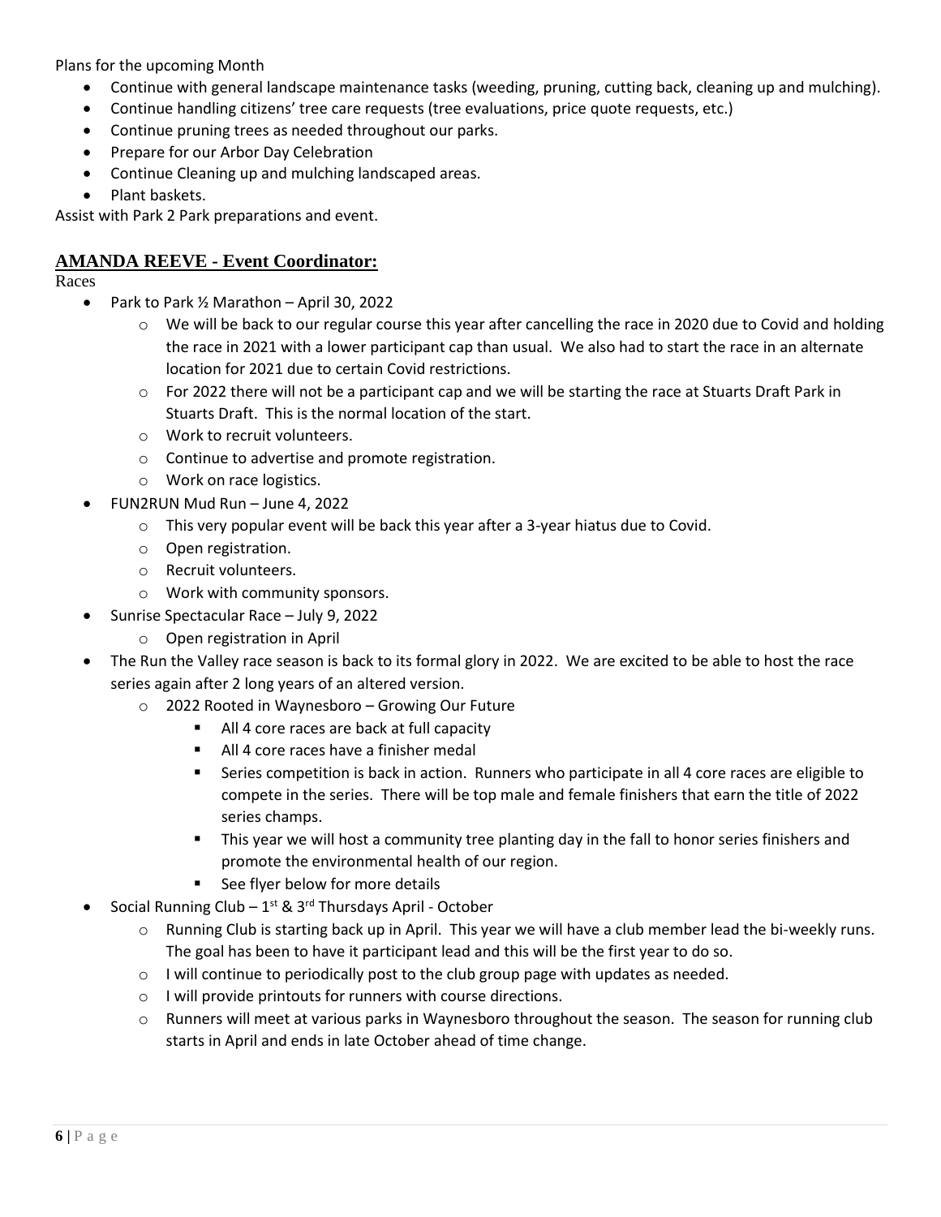Plans for the upcoming Month

- Continue with general landscape maintenance tasks (weeding, pruning, cutting back, cleaning up and mulching).
- Continue handling citizens' tree care requests (tree evaluations, price quote requests, etc.)
- Continue pruning trees as needed throughout our parks.
- Prepare for our Arbor Day Celebration
- Continue Cleaning up and mulching landscaped areas.
- Plant baskets.

Assist with Park 2 Park preparations and event.

## AMANDA REEVE - Event Coordinator:

Races

- Park to Park ½ Marathon – April 30, 2022
  - We will be back to our regular course this year after cancelling the race in 2020 due to Covid and holding the race in 2021 with a lower participant cap than usual. We also had to start the race in an alternate location for 2021 due to certain Covid restrictions.
  - For 2022 there will not be a participant cap and we will be starting the race at Stuarts Draft Park in Stuarts Draft. This is the normal location of the start.
  - Work to recruit volunteers.
  - Continue to advertise and promote registration.
  - Work on race logistics.
- FUN2RUN Mud Run – June 4, 2022
  - This very popular event will be back this year after a 3-year hiatus due to Covid.
  - Open registration.
  - Recruit volunteers.
  - Work with community sponsors.
- Sunrise Spectacular Race – July 9, 2022
  - Open registration in April
- The Run the Valley race season is back to its formal glory in 2022. We are excited to be able to host the race series again after 2 long years of an altered version.
  - 2022 Rooted in Waynesboro – Growing Our Future
    - All 4 core races are back at full capacity
    - All 4 core races have a finisher medal
    - Series competition is back in action. Runners who participate in all 4 core races are eligible to compete in the series. There will be top male and female finishers that earn the title of 2022 series champs.
    - This year we will host a community tree planting day in the fall to honor series finishers and promote the environmental health of our region.
    - See flyer below for more details
- Social Running Club – 1st & 3rd Thursdays April - October
  - Running Club is starting back up in April. This year we will have a club member lead the bi-weekly runs. The goal has been to have it participant lead and this will be the first year to do so.
  - I will continue to periodically post to the club group page with updates as needed.
  - I will provide printouts for runners with course directions.
  - Runners will meet at various parks in Waynesboro throughout the season. The season for running club starts in April and ends in late October ahead of time change.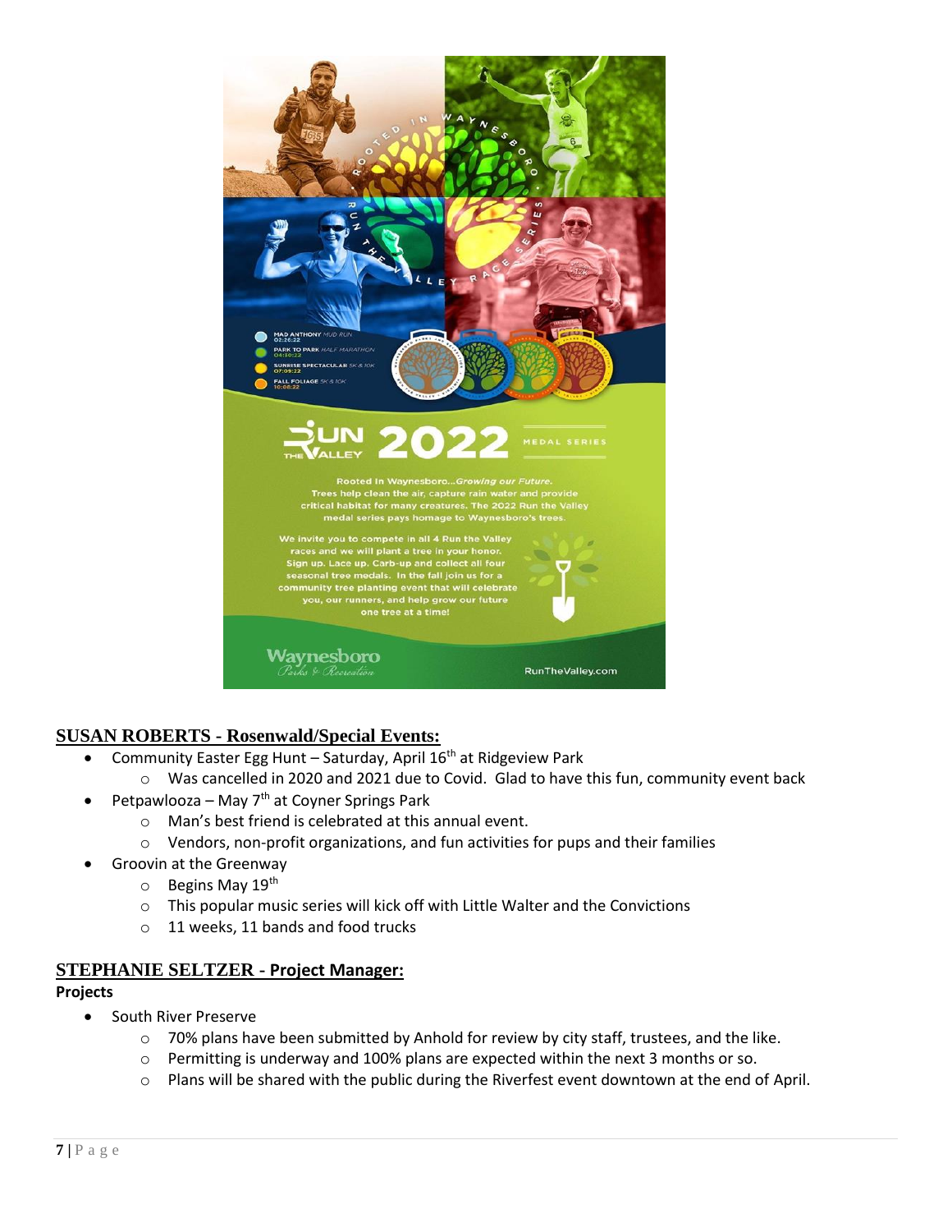MAD ANTHONY MUD RUN
02:26:22

PARK TO PARK HALF MARATHON
04:30:22

SUNRISE SPECTACULAR 5K & 10K
07:09:22

FALL FOLIAGE 5K & 10K
10:08:22

RUN THE VALLEY 2022 MEDAL SERIES

Rooted In Waynesboro...Growing our Future. Trees help clean the air, capture rain water and provide critical habitat for many creatures. The 2022 Run the Valley medal series pays homage to Waynesboro's trees.

We invite you to compete in all 4 Run the Valley races and we will plant a tree in your honor. Sign up. Lace up. Carb-up and collect all four seasonal tree medals. In the fall join us for a community tree planting event that will celebrate you, our runners, and help grow our future one tree at a time!

Waynesboro Parks & Recreation

RunTheValley.com

## SUSAN ROBERTS - Rosenwald/Special Events:

- Community Easter Egg Hunt – Saturday, April 16th at Ridgeview Park
  - Was cancelled in 2020 and 2021 due to Covid. Glad to have this fun, community event back
- Petpawlooza – May 7th at Coyner Springs Park
  - Man's best friend is celebrated at this annual event.
  - Vendors, non-profit organizations, and fun activities for pups and their families
- Groovin at the Greenway
  - Begins May 19th
  - This popular music series will kick off with Little Walter and the Convictions
  - 11 weeks, 11 bands and food trucks

## STEPHANIE SELTZER - Project Manager:

**Projects**

- South River Preserve
  - 70% plans have been submitted by Anhold for review by city staff, trustees, and the like.
  - Permitting is underway and 100% plans are expected within the next 3 months or so.
  - Plans will be shared with the public during the Riverfest event downtown at the end of April.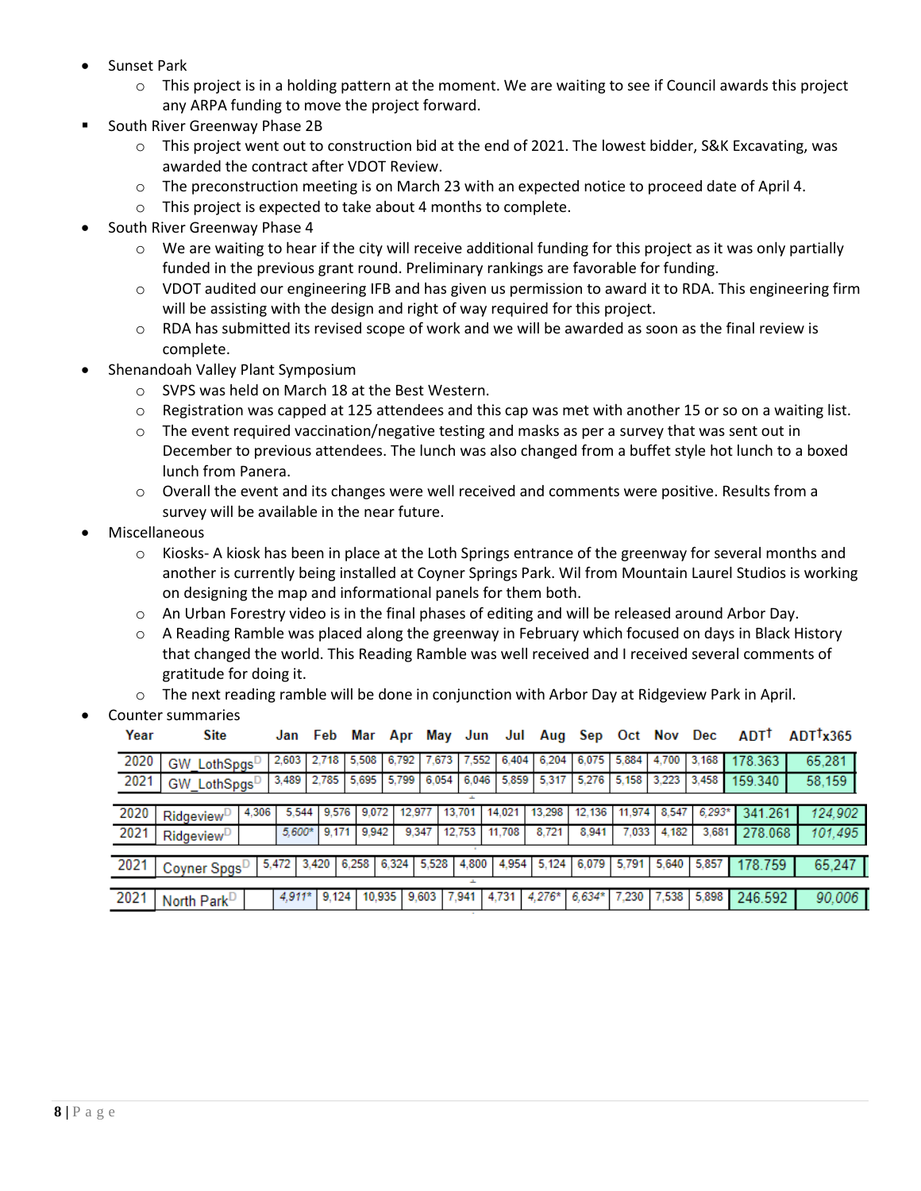- Sunset Park
  - This project is in a holding pattern at the moment. We are waiting to see if Council awards this project any ARPA funding to move the project forward.
- South River Greenway Phase 2B
  - This project went out to construction bid at the end of 2021. The lowest bidder, S&K Excavating, was awarded the contract after VDOT Review.
  - The preconstruction meeting is on March 23 with an expected notice to proceed date of April 4.
  - This project is expected to take about 4 months to complete.
- South River Greenway Phase 4
  - We are waiting to hear if the city will receive additional funding for this project as it was only partially funded in the previous grant round. Preliminary rankings are favorable for funding.
  - VDOT audited our engineering IFB and has given us permission to award it to RDA. This engineering firm will be assisting with the design and right of way required for this project.
  - RDA has submitted its revised scope of work and we will be awarded as soon as the final review is complete.
- Shenandoah Valley Plant Symposium
  - SVPS was held on March 18 at the Best Western.
  - Registration was capped at 125 attendees and this cap was met with another 15 or so on a waiting list.
  - The event required vaccination/negative testing and masks as per a survey that was sent out in December to previous attendees. The lunch was also changed from a buffet style hot lunch to a boxed lunch from Panera.
  - Overall the event and its changes were well received and comments were positive. Results from a survey will be available in the near future.
- Miscellaneous
  - Kiosks- A kiosk has been in place at the Loth Springs entrance of the greenway for several months and another is currently being installed at Coyner Springs Park. Wil from Mountain Laurel Studios is working on designing the map and informational panels for them both.
  - An Urban Forestry video is in the final phases of editing and will be released around Arbor Day.
  - A Reading Ramble was placed along the greenway in February which focused on days in Black History that changed the world. This Reading Ramble was well received and I received several comments of gratitude for doing it.
  - The next reading ramble will be done in conjunction with Arbor Day at Ridgeview Park in April.
- Counter summaries

| Year | Site | Jan | Feb | Mar | Apr | May | Jun | Jul | Aug | Sep | Oct | Nov | Dec | ADT† | ADT†x365 |
|---|---|---|---|---|---|---|---|---|---|---|---|---|---|---|---|
| 2020 | GW_LothSpgs[D] | 2,603 | 2,718 | 5,508 | 6,792 | 7,673 | 7,552 | 6,404 | 6,204 | 6,075 | 5,884 | 4,700 | 3,168 | 178.363 | 65,281 |
| 2021 | GW_LothSpgs[D] | 3,489 | 2,785 | 5,695 | 5,799 | 6,054 | 6,046 | 5,859 | 5,317 | 5,276 | 5,158 | 3,223 | 3,458 | 159.340 | 58,159 |
| 2020 | Ridgeview[D] | 4,306 | 5,544 | 9,576 | 9,072 | 12,977 | 13,701 | 14,021 | 13,298 | 12,136 | 11,974 | 8,547 | 6,293* | 341.261 | 124,902 |
| 2021 | Ridgeview[D] | | 5,600* | 9,171 | 9,942 | 9,347 | 12,753 | 11,708 | 8,721 | 8,941 | 7,033 | 4,182 | 3,681 | 278.068 | 101,495 |
| 2021 | Coyner Spgs[D] | 5,472 | 3,420 | 6,258 | 6,324 | 5,528 | 4,800 | 4,954 | 5,124 | 6,079 | 5,791 | 5,640 | 5,857 | 178.759 | 65,247 |
| 2021 | North Park[D] | | 4,911* | 9,124 | 10,935 | 9,603 | 7,941 | 4,731 | 4,276* | 6,634* | 7,230 | 7,538 | 5,898 | 246.592 | 90,006 |